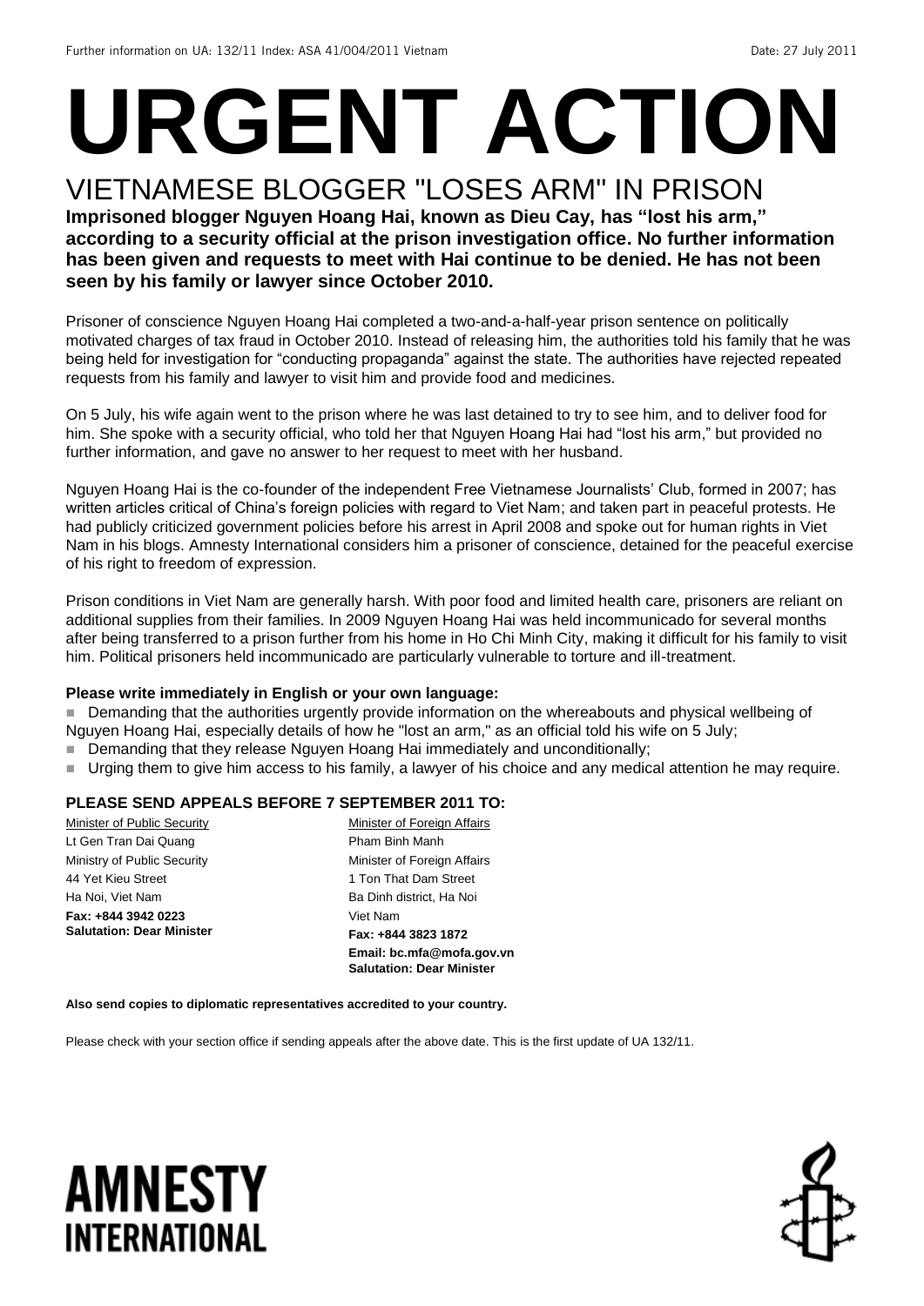Further information on UA: 132/11 Index: ASA 41/004/2011 Vietnam Date: 27 July 2011

# URGENT ACTION

## VIETNAMESE BLOGGER "LOSES ARM" IN PRISON

**Imprisoned blogger Nguyen Hoang Hai, known as Dieu Cay, has "lost his arm," according to a security official at the prison investigation office. No further information has been given and requests to meet with Hai continue to be denied. He has not been seen by his family or lawyer since October 2010.**

Prisoner of conscience Nguyen Hoang Hai completed a two-and-a-half-year prison sentence on politically motivated charges of tax fraud in October 2010. Instead of releasing him, the authorities told his family that he was being held for investigation for "conducting propaganda" against the state. The authorities have rejected repeated requests from his family and lawyer to visit him and provide food and medicines.

On 5 July, his wife again went to the prison where he was last detained to try to see him, and to deliver food for him. She spoke with a security official, who told her that Nguyen Hoang Hai had "lost his arm," but provided no further information, and gave no answer to her request to meet with her husband.

Nguyen Hoang Hai is the co-founder of the independent Free Vietnamese Journalists' Club, formed in 2007; has written articles critical of China's foreign policies with regard to Viet Nam; and taken part in peaceful protests. He had publicly criticized government policies before his arrest in April 2008 and spoke out for human rights in Viet Nam in his blogs. Amnesty International considers him a prisoner of conscience, detained for the peaceful exercise of his right to freedom of expression.

Prison conditions in Viet Nam are generally harsh. With poor food and limited health care, prisoners are reliant on additional supplies from their families. In 2009 Nguyen Hoang Hai was held incommunicado for several months after being transferred to a prison further from his home in Ho Chi Minh City, making it difficult for his family to visit him. Political prisoners held incommunicado are particularly vulnerable to torture and ill-treatment.

**Please write immediately in English or your own language:**

- Demanding that the authorities urgently provide information on the whereabouts and physical wellbeing of Nguyen Hoang Hai, especially details of how he "lost an arm," as an official told his wife on 5 July;
- Demanding that they release Nguyen Hoang Hai immediately and unconditionally;
- Urging them to give him access to his family, a lawyer of his choice and any medical attention he may require.

**PLEASE SEND APPEALS BEFORE 7 SEPTEMBER 2011 TO:**

Minister of Public Security
Lt Gen Tran Dai Quang
Ministry of Public Security
44 Yet Kieu Street
Ha Noi, Viet Nam
**Fax: +844 3942 0223**
**Salutation: Dear Minister**

Minister of Foreign Affairs
Pham Binh Manh
Minister of Foreign Affairs
1 Ton That Dam Street
Ba Dinh district, Ha Noi
Viet Nam
**Fax: +844 3823 1872**
**Email: bc.mfa@mofa.gov.vn**
**Salutation: Dear Minister**

**Also send copies to diplomatic representatives accredited to your country.**

Please check with your section office if sending appeals after the above date. This is the first update of UA 132/11.

AMNESTY INTERNATIONAL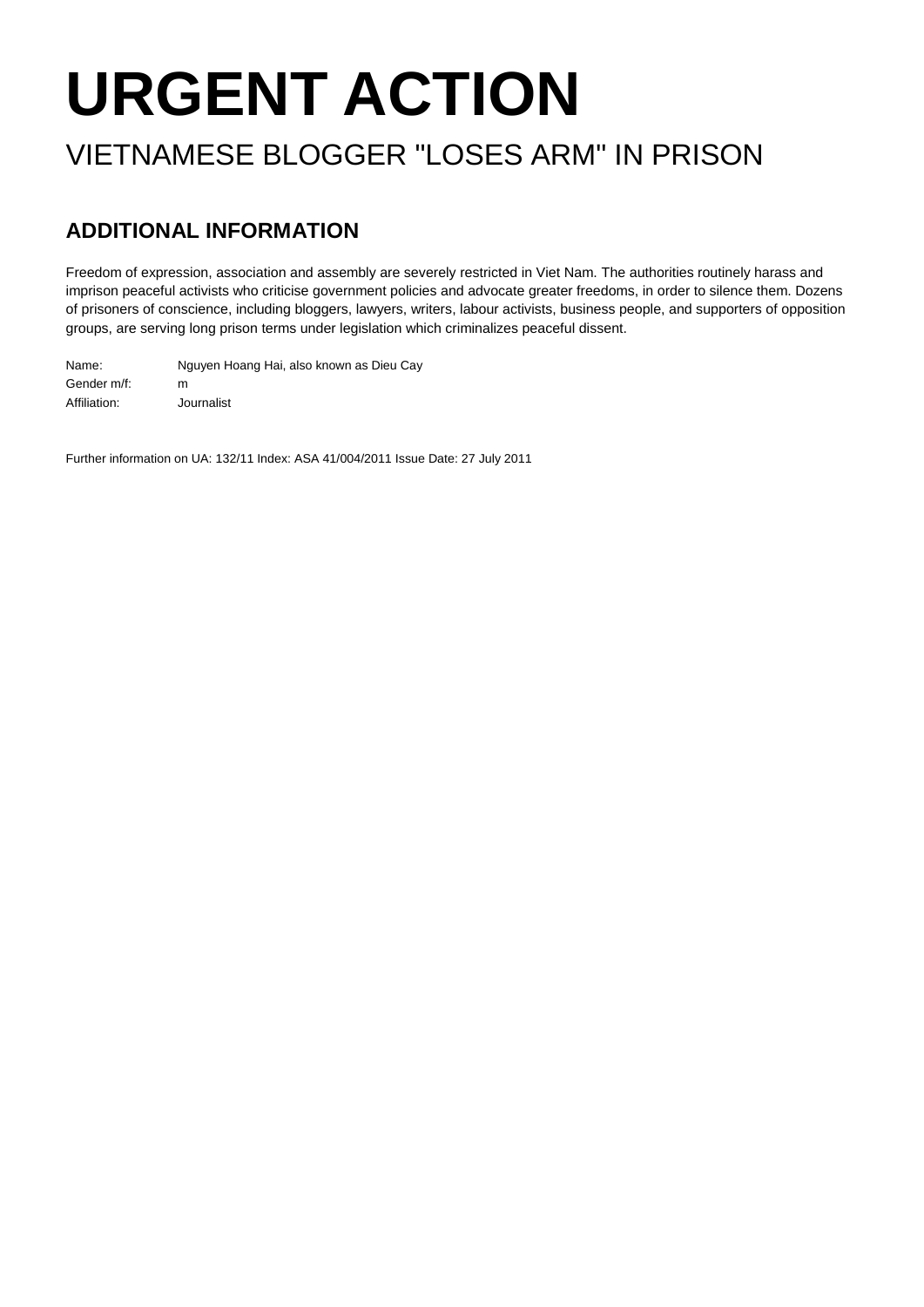# URGENT ACTION

## VIETNAMESE BLOGGER "LOSES ARM" IN PRISON

### ADDITIONAL INFORMATION

Freedom of expression, association and assembly are severely restricted in Viet Nam. The authorities routinely harass and imprison peaceful activists who criticise government policies and advocate greater freedoms, in order to silence them. Dozens of prisoners of conscience, including bloggers, lawyers, writers, labour activists, business people, and supporters of opposition groups, are serving long prison terms under legislation which criminalizes peaceful dissent.

| | |
|---|---|
| Name: | Nguyen Hoang Hai, also known as Dieu Cay |
| Gender m/f: | m |
| Affiliation: | Journalist |

Further information on UA: 132/11 Index: ASA 41/004/2011 Issue Date: 27 July 2011